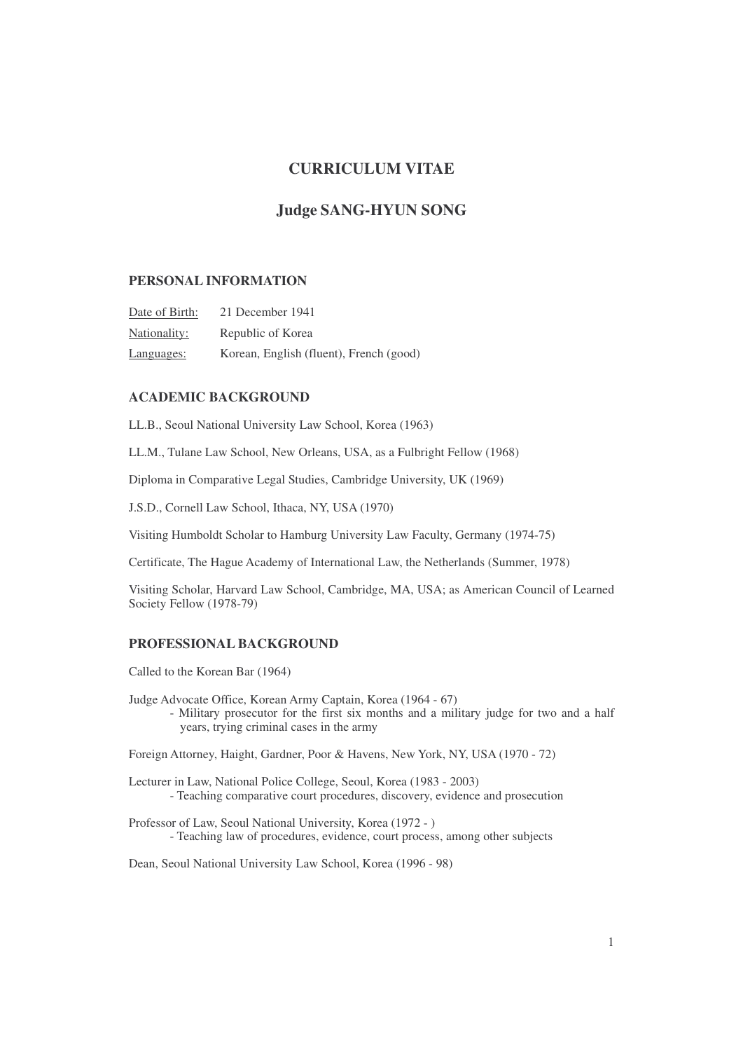# CURRICULUM VITAE

# Judge SANG-HYUN SONG

## PERSONAL INFORMATION

Date of Birth: 21 December 1941

Nationality: Republic of Korea

Languages: Korean, English (fluent), French (good)

## ACADEMIC BACKGROUND

LL.B., Seoul National University Law School, Korea (1963)

LL.M., Tulane Law School, New Orleans, USA, as a Fulbright Fellow (1968)

Diploma in Comparative Legal Studies, Cambridge University, UK (1969)

J.S.D., Cornell Law School, Ithaca, NY, USA (1970)

Visiting Humboldt Scholar to Hamburg University Law Faculty, Germany (1974-75)

Certificate, The Hague Academy of International Law, the Netherlands (Summer, 1978)

Visiting Scholar, Harvard Law School, Cambridge, MA, USA; as American Council of Learned Society Fellow (1978-79)

## PROFESSIONAL BACKGROUND

Called to the Korean Bar (1964)

Judge Advocate Office, Korean Army Captain, Korea (1964 - 67)
- Military prosecutor for the first six months and a military judge for two and a half years, trying criminal cases in the army

Foreign Attorney, Haight, Gardner, Poor & Havens, New York, NY, USA (1970 - 72)

Lecturer in Law, National Police College, Seoul, Korea (1983 - 2003)
- Teaching comparative court procedures, discovery, evidence and prosecution

Professor of Law, Seoul National University, Korea (1972 - )
- Teaching law of procedures, evidence, court process, among other subjects

Dean, Seoul National University Law School, Korea (1996 - 98)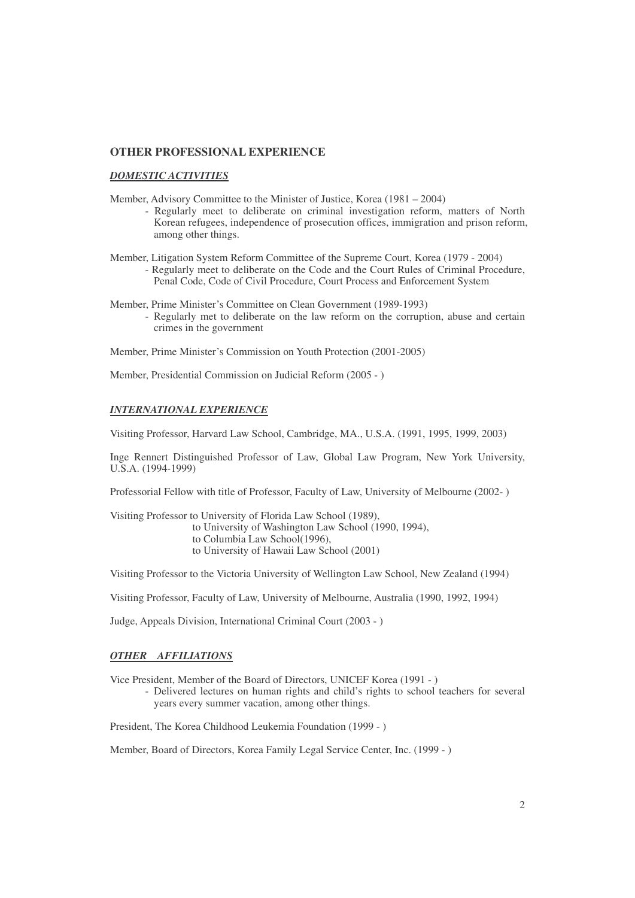## OTHER PROFESSIONAL EXPERIENCE

### *DOMESTIC ACTIVITIES*

Member, Advisory Committee to the Minister of Justice, Korea (1981 – 2004)
- Regularly meet to deliberate on criminal investigation reform, matters of North Korean refugees, independence of prosecution offices, immigration and prison reform, among other things.

Member, Litigation System Reform Committee of the Supreme Court, Korea (1979 - 2004)
- Regularly meet to deliberate on the Code and the Court Rules of Criminal Procedure, Penal Code, Code of Civil Procedure, Court Process and Enforcement System

Member, Prime Minister's Committee on Clean Government (1989-1993)
- Regularly met to deliberate on the law reform on the corruption, abuse and certain crimes in the government

Member, Prime Minister's Commission on Youth Protection (2001-2005)

Member, Presidential Commission on Judicial Reform (2005 - )

### *INTERNATIONAL EXPERIENCE*

Visiting Professor, Harvard Law School, Cambridge, MA., U.S.A. (1991, 1995, 1999, 2003)

Inge Rennert Distinguished Professor of Law, Global Law Program, New York University, U.S.A. (1994-1999)

Professorial Fellow with title of Professor, Faculty of Law, University of Melbourne (2002- )

Visiting Professor to University of Florida Law School (1989),
to University of Washington Law School (1990, 1994),
to Columbia Law School(1996),
to University of Hawaii Law School (2001)

Visiting Professor to the Victoria University of Wellington Law School, New Zealand (1994)

Visiting Professor, Faculty of Law, University of Melbourne, Australia (1990, 1992, 1994)

Judge, Appeals Division, International Criminal Court (2003 - )

### *OTHER AFFILIATIONS*

Vice President, Member of the Board of Directors, UNICEF Korea (1991 - )
- Delivered lectures on human rights and child's rights to school teachers for several years every summer vacation, among other things.

President, The Korea Childhood Leukemia Foundation (1999 - )

Member, Board of Directors, Korea Family Legal Service Center, Inc. (1999 - )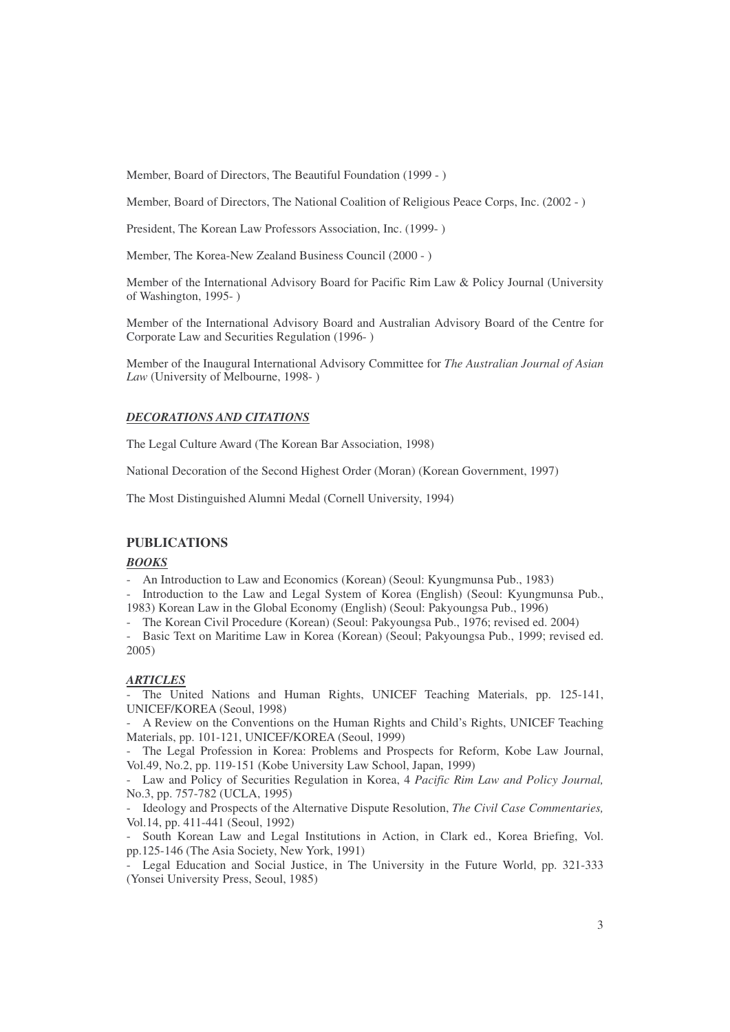Member, Board of Directors, The Beautiful Foundation (1999 - )

Member, Board of Directors, The National Coalition of Religious Peace Corps, Inc. (2002 - )

President, The Korean Law Professors Association, Inc. (1999- )

Member, The Korea-New Zealand Business Council (2000 - )

Member of the International Advisory Board for Pacific Rim Law & Policy Journal (University of Washington, 1995- )

Member of the International Advisory Board and Australian Advisory Board of the Centre for Corporate Law and Securities Regulation (1996- )

Member of the Inaugural International Advisory Committee for *The Australian Journal of Asian Law* (University of Melbourne, 1998- )

### ***DECORATIONS AND CITATIONS***

The Legal Culture Award (The Korean Bar Association, 1998)

National Decoration of the Second Highest Order (Moran) (Korean Government, 1997)

The Most Distinguished Alumni Medal (Cornell University, 1994)

## PUBLICATIONS

### ***BOOKS***

- An Introduction to Law and Economics (Korean) (Seoul: Kyungmunsa Pub., 1983)
- Introduction to the Law and Legal System of Korea (English) (Seoul: Kyungmunsa Pub., 1983) Korean Law in the Global Economy (English) (Seoul: Pakyoungsa Pub., 1996)
- The Korean Civil Procedure (Korean) (Seoul: Pakyoungsa Pub., 1976; revised ed. 2004)
- Basic Text on Maritime Law in Korea (Korean) (Seoul; Pakyoungsa Pub., 1999; revised ed. 2005)

### ***ARTICLES***

- The United Nations and Human Rights, UNICEF Teaching Materials, pp. 125-141, UNICEF/KOREA (Seoul, 1998)
- A Review on the Conventions on the Human Rights and Child's Rights, UNICEF Teaching Materials, pp. 101-121, UNICEF/KOREA (Seoul, 1999)
- The Legal Profession in Korea: Problems and Prospects for Reform, Kobe Law Journal, Vol.49, No.2, pp. 119-151 (Kobe University Law School, Japan, 1999)
- Law and Policy of Securities Regulation in Korea, 4 *Pacific Rim Law and Policy Journal,* No.3, pp. 757-782 (UCLA, 1995)
- Ideology and Prospects of the Alternative Dispute Resolution, *The Civil Case Commentaries,* Vol.14, pp. 411-441 (Seoul, 1992)
- South Korean Law and Legal Institutions in Action, in Clark ed., Korea Briefing, Vol. pp.125-146 (The Asia Society, New York, 1991)
- Legal Education and Social Justice, in The University in the Future World, pp. 321-333 (Yonsei University Press, Seoul, 1985)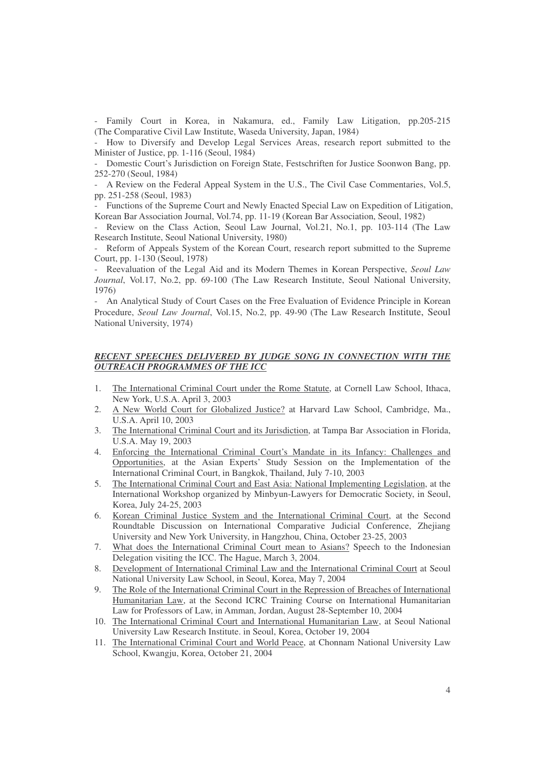- Family Court in Korea, in Nakamura, ed., Family Law Litigation, pp.205-215 (The Comparative Civil Law Institute, Waseda University, Japan, 1984)

- How to Diversify and Develop Legal Services Areas, research report submitted to the Minister of Justice, pp. 1-116 (Seoul, 1984)

- Domestic Court's Jurisdiction on Foreign State, Festschriften for Justice Soonwon Bang, pp. 252-270 (Seoul, 1984)

- A Review on the Federal Appeal System in the U.S., The Civil Case Commentaries, Vol.5, pp. 251-258 (Seoul, 1983)

- Functions of the Supreme Court and Newly Enacted Special Law on Expedition of Litigation, Korean Bar Association Journal, Vol.74, pp. 11-19 (Korean Bar Association, Seoul, 1982)

- Review on the Class Action, Seoul Law Journal, Vol.21, No.1, pp. 103-114 (The Law Research Institute, Seoul National University, 1980)

- Reform of Appeals System of the Korean Court, research report submitted to the Supreme Court, pp. 1-130 (Seoul, 1978)

- Reevaluation of the Legal Aid and its Modern Themes in Korean Perspective, *Seoul Law Journal*, Vol.17, No.2, pp. 69-100 (The Law Research Institute, Seoul National University, 1976)

- An Analytical Study of Court Cases on the Free Evaluation of Evidence Principle in Korean Procedure, *Seoul Law Journal*, Vol.15, No.2, pp. 49-90 (The Law Research Institute, Seoul National University, 1974)

***RECENT SPEECHES DELIVERED BY JUDGE SONG IN CONNECTION WITH THE OUTREACH PROGRAMMES OF THE ICC***

1. The International Criminal Court under the Rome Statute, at Cornell Law School, Ithaca, New York, U.S.A. April 3, 2003
2. A New World Court for Globalized Justice? at Harvard Law School, Cambridge, Ma., U.S.A. April 10, 2003
3. The International Criminal Court and its Jurisdiction, at Tampa Bar Association in Florida, U.S.A. May 19, 2003
4. Enforcing the International Criminal Court's Mandate in its Infancy: Challenges and Opportunities, at the Asian Experts' Study Session on the Implementation of the International Criminal Court, in Bangkok, Thailand, July 7-10, 2003
5. The International Criminal Court and East Asia: National Implementing Legislation, at the International Workshop organized by Minbyun-Lawyers for Democratic Society, in Seoul, Korea, July 24-25, 2003
6. Korean Criminal Justice System and the International Criminal Court, at the Second Roundtable Discussion on International Comparative Judicial Conference, Zhejiang University and New York University, in Hangzhou, China, October 23-25, 2003
7. What does the International Criminal Court mean to Asians? Speech to the Indonesian Delegation visiting the ICC. The Hague, March 3, 2004.
8. Development of International Criminal Law and the International Criminal Court at Seoul National University Law School, in Seoul, Korea, May 7, 2004
9. The Role of the International Criminal Court in the Repression of Breaches of International Humanitarian Law, at the Second ICRC Training Course on International Humanitarian Law for Professors of Law, in Amman, Jordan, August 28-September 10, 2004
10. The International Criminal Court and International Humanitarian Law, at Seoul National University Law Research Institute. in Seoul, Korea, October 19, 2004
11. The International Criminal Court and World Peace, at Chonnam National University Law School, Kwangju, Korea, October 21, 2004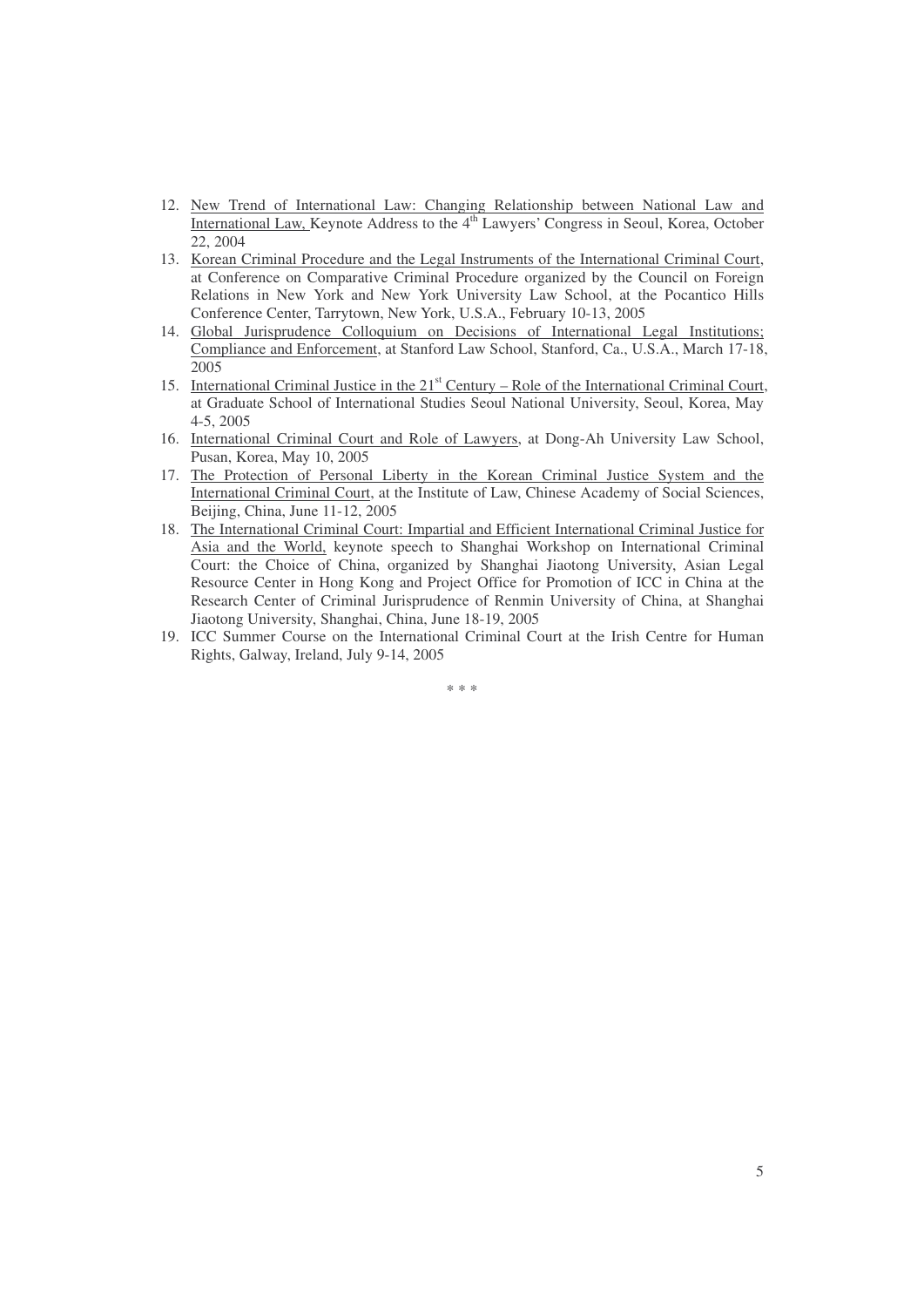12. New Trend of International Law: Changing Relationship between National Law and International Law, Keynote Address to the 4th Lawyers' Congress in Seoul, Korea, October 22, 2004
13. Korean Criminal Procedure and the Legal Instruments of the International Criminal Court, at Conference on Comparative Criminal Procedure organized by the Council on Foreign Relations in New York and New York University Law School, at the Pocantico Hills Conference Center, Tarrytown, New York, U.S.A., February 10-13, 2005
14. Global Jurisprudence Colloquium on Decisions of International Legal Institutions; Compliance and Enforcement, at Stanford Law School, Stanford, Ca., U.S.A., March 17-18, 2005
15. International Criminal Justice in the 21st Century – Role of the International Criminal Court, at Graduate School of International Studies Seoul National University, Seoul, Korea, May 4-5, 2005
16. International Criminal Court and Role of Lawyers, at Dong-Ah University Law School, Pusan, Korea, May 10, 2005
17. The Protection of Personal Liberty in the Korean Criminal Justice System and the International Criminal Court, at the Institute of Law, Chinese Academy of Social Sciences, Beijing, China, June 11-12, 2005
18. The International Criminal Court: Impartial and Efficient International Criminal Justice for Asia and the World, keynote speech to Shanghai Workshop on International Criminal Court: the Choice of China, organized by Shanghai Jiaotong University, Asian Legal Resource Center in Hong Kong and Project Office for Promotion of ICC in China at the Research Center of Criminal Jurisprudence of Renmin University of China, at Shanghai Jiaotong University, Shanghai, China, June 18-19, 2005
19. ICC Summer Course on the International Criminal Court at the Irish Centre for Human Rights, Galway, Ireland, July 9-14, 2005

\* \* \*